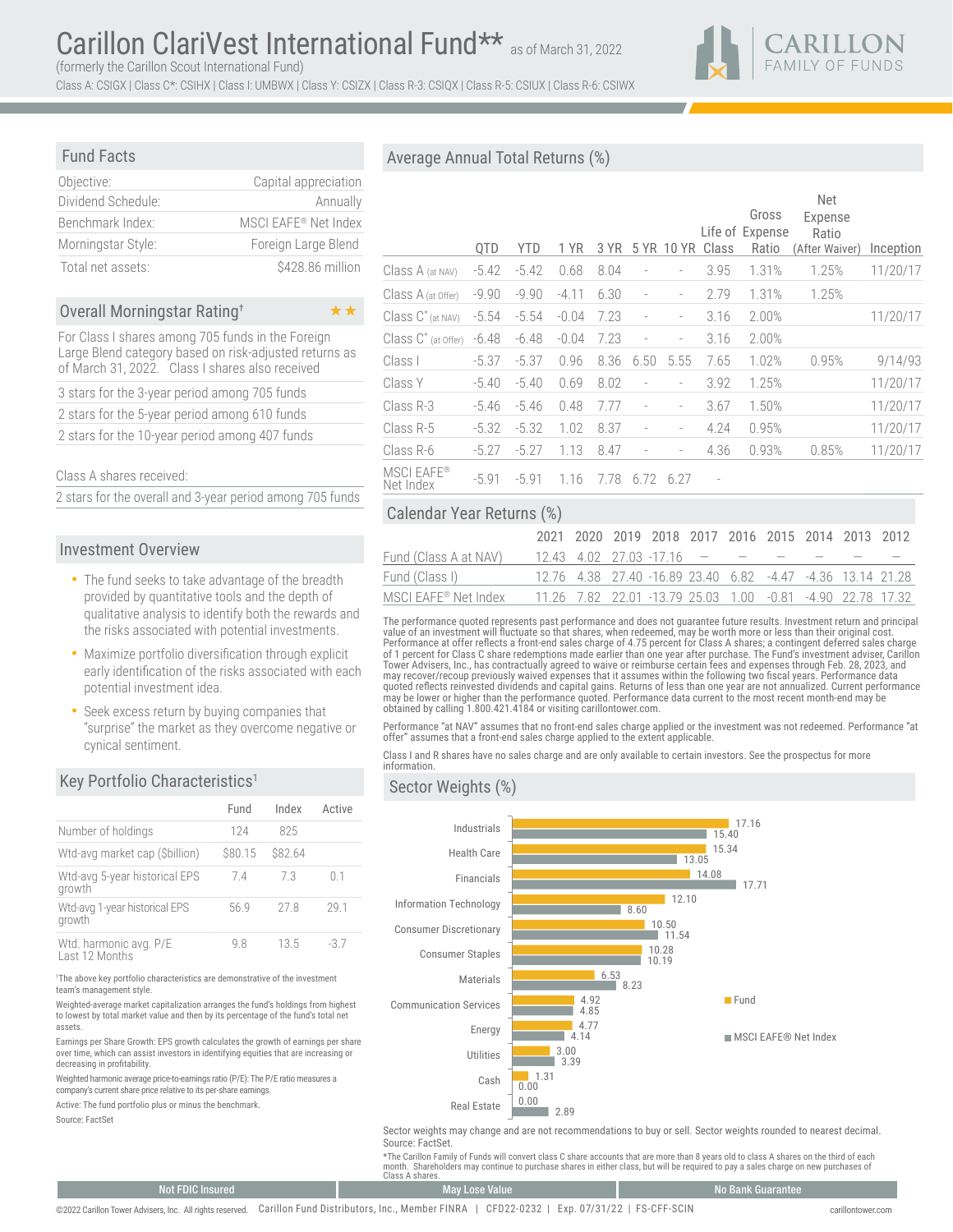# Carillon ClariVest International Fund** as of March 31, 2022

(formerly the Carillon Scout International Fund)

Class A: CSIGX | Class C*: CSIHX | Class I: UMBWX | Class Y: CSIZX | Class R-3: CSIQX | Class R-5: CSIUX | Class R-6: CSIWX

CARILLON FAMILY OF FUNDS

## Fund Facts

| | |
|---|---|
| Objective: | Capital appreciation |
| Dividend Schedule: | Annually |
| Benchmark Index: | MSCI EAFE® Net Index |
| Morningstar Style: | Foreign Large Blend |
| Total net assets: | $428.86 million |

## Overall Morningstar Rating† ★★

For Class I shares among 705 funds in the Foreign Large Blend category based on risk-adjusted returns as of March 31, 2022. Class I shares also received

- 3 stars for the 3-year period among 705 funds
- 2 stars for the 5-year period among 610 funds
- 2 stars for the 10-year period among 407 funds

Class A shares received:

- 2 stars for the overall and 3-year period among 705 funds

## Investment Overview

- The fund seeks to take advantage of the breadth provided by quantitative tools and the depth of qualitative analysis to identify both the rewards and the risks associated with potential investments.
- Maximize portfolio diversification through explicit early identification of the risks associated with each potential investment idea.
- Seek excess return by buying companies that "surprise" the market as they overcome negative or cynical sentiment.

## Key Portfolio Characteristics[1]

| | Fund | Index | Active |
|---|---|---|---|
| Number of holdings | 124 | 825 | |
| Wtd-avg market cap ($billion) | $80.15 | $82.64 | |
| Wtd-avg 5-year historical EPS growth | 7.4 | 7.3 | 0.1 |
| Wtd-avg 1-year historical EPS growth | 56.9 | 27.8 | 29.1 |
| Wtd. harmonic avg. P/E Last 12 Months | 9.8 | 13.5 | -3.7 |

[1]The above key portfolio characteristics are demonstrative of the investment team's management style.

Weighted-average market capitalization arranges the fund's holdings from highest to lowest by total market value and then by its percentage of the fund's total net assets.

Earnings per Share Growth: EPS growth calculates the growth of earnings per share over time, which can assist investors in identifying equities that are increasing or decreasing in profitability.

Weighted harmonic average price-to-earnings ratio (P/E): The P/E ratio measures a company's current share price relative to its per-share earnings.

Active: The fund portfolio plus or minus the benchmark.

Source: FactSet

## Average Annual Total Returns (%)

| | QTD | YTD | 1 YR | 3 YR | 5 YR | 10 YR | Life of Class | Gross Expense Ratio | Net Expense Ratio (After Waiver) | Inception |
|---|---|---|---|---|---|---|---|---|---|---|
| Class A (at NAV) | -5.42 | -5.42 | 0.68 | 8.04 | - | - | 3.95 | 1.31% | 1.25% | 11/20/17 |
| Class A (at Offer) | -9.90 | -9.90 | -4.11 | 6.30 | - | - | 2.79 | 1.31% | 1.25% | |
| Class C* (at NAV) | -5.54 | -5.54 | -0.04 | 7.23 | - | - | 3.16 | 2.00% | | 11/20/17 |
| Class C* (at Offer) | -6.48 | -6.48 | -0.04 | 7.23 | - | - | 3.16 | 2.00% | | |
| Class I | -5.37 | -5.37 | 0.96 | 8.36 | 6.50 | 5.55 | 7.65 | 1.02% | 0.95% | 9/14/93 |
| Class Y | -5.40 | -5.40 | 0.69 | 8.02 | - | - | 3.92 | 1.25% | | 11/20/17 |
| Class R-3 | -5.46 | -5.46 | 0.48 | 7.77 | - | - | 3.67 | 1.50% | | 11/20/17 |
| Class R-5 | -5.32 | -5.32 | 1.02 | 8.37 | - | - | 4.24 | 0.95% | | 11/20/17 |
| Class R-6 | -5.27 | -5.27 | 1.13 | 8.47 | - | - | 4.36 | 0.93% | 0.85% | 11/20/17 |
| MSCI EAFE® Net Index | -5.91 | -5.91 | 1.16 | 7.78 | 6.72 | 6.27 | - | | | |

## Calendar Year Returns (%)

| | 2021 | 2020 | 2019 | 2018 | 2017 | 2016 | 2015 | 2014 | 2013 | 2012 |
|---|---|---|---|---|---|---|---|---|---|---|
| Fund (Class A at NAV) | 12.43 | 4.02 | 27.03 | -17.16 | — | — | — | — | — | — |
| Fund (Class I) | 12.76 | 4.38 | 27.40 | -16.89 | 23.40 | 6.82 | -4.47 | -4.36 | 13.14 | 21.28 |
| MSCI EAFE® Net Index | 11.26 | 7.82 | 22.01 | -13.79 | 25.03 | 1.00 | -0.81 | -4.90 | 22.78 | 17.32 |

The performance quoted represents past performance and does not guarantee future results. Investment return and principal value of an investment will fluctuate so that shares, when redeemed, may be worth more or less than their original cost. Performance at offer reflects a front-end sales charge of 4.75 percent for Class A shares; a contingent deferred sales charge of 1 percent for Class C share redemptions made earlier than one year after purchase. The Fund's investment adviser, Carillon Tower Advisers, Inc., has contractually agreed to waive or reimburse certain fees and expenses through Feb. 28, 2023, and may recover/recoup previously waived expenses that it assumes within the following two fiscal years. Performance data quoted reflects reinvested dividends and capital gains. Returns of less than one year are not annualized. Current performance may be lower or higher than the performance quoted. Performance data current to the most recent month-end may be obtained by calling 1.800.421.4184 or visiting carillontower.com.

Performance "at NAV" assumes that no front-end sales charge applied or the investment was not redeemed. Performance "at offer" assumes that a front-end sales charge applied to the extent applicable.

Class I and R shares have no sales charge and are only available to certain investors. See the prospectus for more information.

## Sector Weights (%)

| Sector | Fund | MSCI EAFE® Net Index |
|---|---|---|
| Industrials | 17.16 | 15.40 |
| Health Care | 15.34 | 13.05 |
| Financials | 14.08 | 17.71 |
| Information Technology | 12.10 | 8.60 |
| Consumer Discretionary | 10.50 | 11.54 |
| Consumer Staples | 10.28 | 10.19 |
| Materials | 6.53 | 8.23 |
| Communication Services | 4.92 | 4.85 |
| Energy | 4.77 | 4.14 |
| Utilities | 3.00 | 3.39 |
| Cash | 1.31 | 0.00 |
| Real Estate | 0.00 | 2.89 |

Sector weights may change and are not recommendations to buy or sell. Sector weights rounded to nearest decimal. Source: FactSet.

*The Carillon Family of Funds will convert class C share accounts that are more than 8 years old to class A shares on the third of each month. Shareholders may continue to purchase shares in either class, but will be required to pay a sales charge on new purchases of Class A shares.

Not FDIC Insured | May Lose Value | No Bank Guarantee

©2022 Carillon Tower Advisers, Inc. All rights reserved. Carillon Fund Distributors, Inc., Member FINRA | CFD22-0232 | Exp. 07/31/22 | FS-CFF-SCIN carillontower.com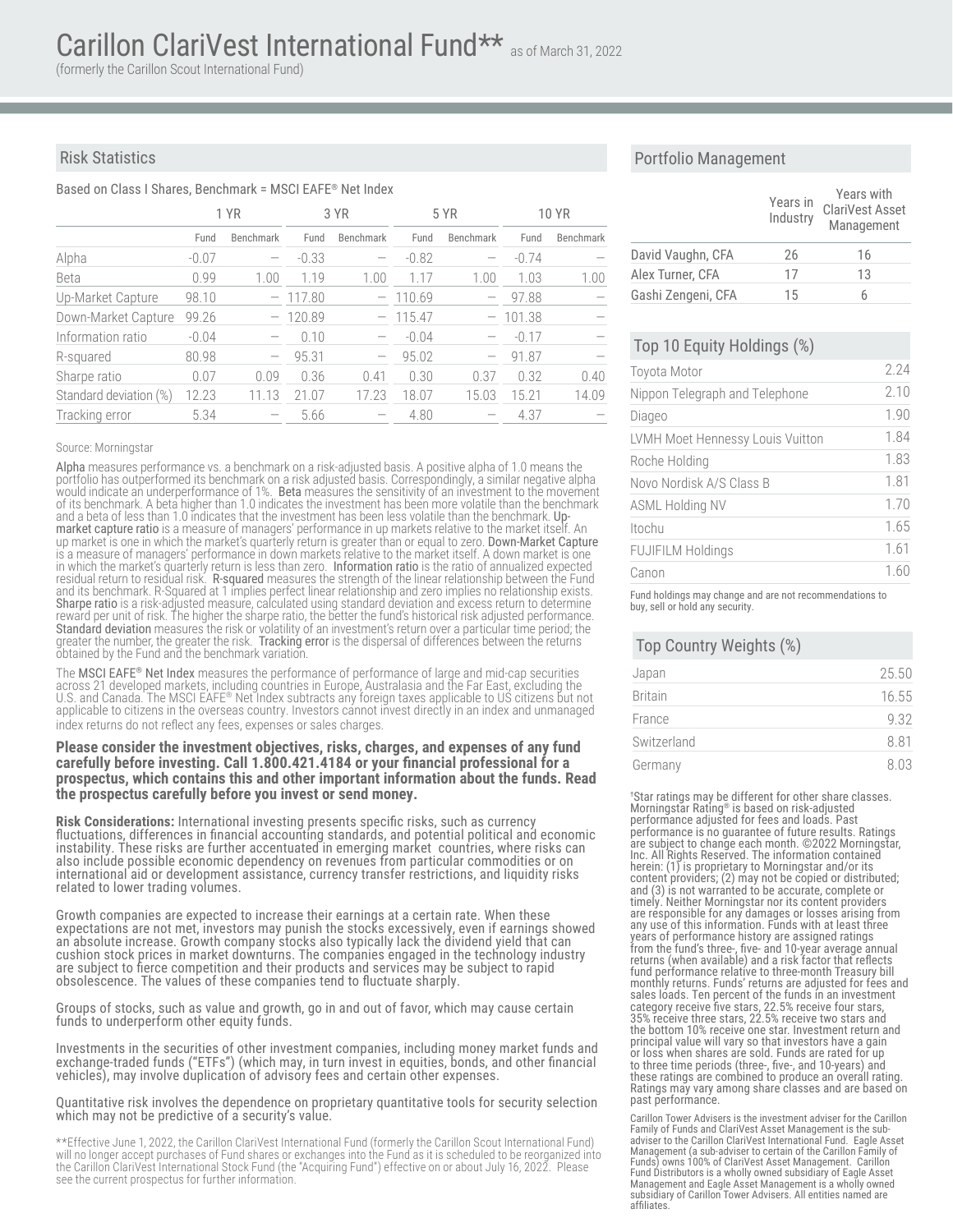# Carillon ClariVest International Fund** as of March 31, 2022

(formerly the Carillon Scout International Fund)

## Risk Statistics

Based on Class I Shares, Benchmark = MSCI EAFE® Net Index

| | 1 YR | | 3 YR | | 5 YR | | 10 YR | |
|---|---|---|---|---|---|---|---|---|
| | Fund | Benchmark | Fund | Benchmark | Fund | Benchmark | Fund | Benchmark |
| Alpha | -0.07 | — | -0.33 | — | -0.82 | — | -0.74 | — |
| Beta | 0.99 | 1.00 | 1.19 | 1.00 | 1.17 | 1.00 | 1.03 | 1.00 |
| Up-Market Capture | 98.10 | — | 117.80 | — | 110.69 | — | 97.88 | — |
| Down-Market Capture | 99.26 | — | 120.89 | — | 115.47 | — | 101.38 | — |
| Information ratio | -0.04 | — | 0.10 | — | -0.04 | — | -0.17 | — |
| R-squared | 80.98 | — | 95.31 | — | 95.02 | — | 91.87 | — |
| Sharpe ratio | 0.07 | 0.09 | 0.36 | 0.41 | 0.30 | 0.37 | 0.32 | 0.40 |
| Standard deviation (%) | 12.23 | 11.13 | 21.07 | 17.23 | 18.07 | 15.03 | 15.21 | 14.09 |
| Tracking error | 5.34 | — | 5.66 | — | 4.80 | — | 4.37 | — |

Source: Morningstar

**Alpha** measures performance vs. a benchmark on a risk-adjusted basis. A positive alpha of 1.0 means the portfolio has outperformed its benchmark on a risk adjusted basis. Correspondingly, a similar negative alpha would indicate an underperformance of 1%. **Beta** measures the sensitivity of an investment to the movement of its benchmark. A beta higher than 1.0 indicates the investment has been more volatile than the benchmark and a beta of less than 1.0 indicates that the investment has been less volatile than the benchmark. **Up-market capture ratio** is a measure of managers' performance in up markets relative to the market itself. An up market is one in which the market's quarterly return is greater than or equal to zero. **Down-Market Capture** is a measure of managers' performance in down markets relative to the market itself. A down market is one in which the market's quarterly return is less than zero. **Information ratio** is the ratio of annualized expected residual return to residual risk. **R-squared** measures the strength of the linear relationship between the Fund and its benchmark. R-Squared at 1 implies perfect linear relationship and zero implies no relationship exists. **Sharpe ratio** is a risk-adjusted measure, calculated using standard deviation and excess return to determine reward per unit of risk. The higher the sharpe ratio, the better the fund's historical risk adjusted performance. **Standard deviation** measures the risk or volatility of an investment's return over a particular time period; the greater the number, the greater the risk. **Tracking error** is the dispersal of differences between the returns obtained by the Fund and the benchmark variation.

The **MSCI EAFE® Net Index** measures the performance of performance of large and mid-cap securities across 21 developed markets, including countries in Europe, Australasia and the Far East, excluding the U.S. and Canada. The MSCI EAFE® Net Index subtracts any foreign taxes applicable to US citizens but not applicable to citizens in the overseas country. Investors cannot invest directly in an index and unmanaged index returns do not reflect any fees, expenses or sales charges.

**Please consider the investment objectives, risks, charges, and expenses of any fund carefully before investing. Call 1.800.421.4184 or your financial professional for a prospectus, which contains this and other important information about the funds. Read the prospectus carefully before you invest or send money.**

**Risk Considerations:** International investing presents specific risks, such as currency fluctuations, differences in financial accounting standards, and potential political and economic instability. These risks are further accentuated in emerging market countries, where risks can also include possible economic dependency on revenues from particular commodities or on international aid or development assistance, currency transfer restrictions, and liquidity risks related to lower trading volumes.

Growth companies are expected to increase their earnings at a certain rate. When these expectations are not met, investors may punish the stocks excessively, even if earnings showed an absolute increase. Growth company stocks also typically lack the dividend yield that can cushion stock prices in market downturns. The companies engaged in the technology industry are subject to fierce competition and their products and services may be subject to rapid obsolescence. The values of these companies tend to fluctuate sharply.

Groups of stocks, such as value and growth, go in and out of favor, which may cause certain funds to underperform other equity funds.

Investments in the securities of other investment companies, including money market funds and exchange-traded funds ("ETFs") (which may, in turn invest in equities, bonds, and other financial vehicles), may involve duplication of advisory fees and certain other expenses.

Quantitative risk involves the dependence on proprietary quantitative tools for security selection which may not be predictive of a security's value.

**Effective June 1, 2022, the Carillon ClariVest International Fund (formerly the Carillon Scout International Fund) will no longer accept purchases of Fund shares or exchanges into the Fund as it is scheduled to be reorganized into the Carillon ClariVest International Stock Fund (the "Acquiring Fund") effective on or about July 16, 2022. Please see the current prospectus for further information.

## Portfolio Management

| | Years in Industry | Years with ClariVest Asset Management |
|---|---|---|
| David Vaughn, CFA | 26 | 16 |
| Alex Turner, CFA | 17 | 13 |
| Gashi Zengeni, CFA | 15 | 6 |

## Top 10 Equity Holdings (%)

| | |
|---|---|
| Toyota Motor | 2.24 |
| Nippon Telegraph and Telephone | 2.10 |
| Diageo | 1.90 |
| LVMH Moet Hennessy Louis Vuitton | 1.84 |
| Roche Holding | 1.83 |
| Novo Nordisk A/S Class B | 1.81 |
| ASML Holding NV | 1.70 |
| Itochu | 1.65 |
| FUJIFILM Holdings | 1.61 |
| Canon | 1.60 |

Fund holdings may change and are not recommendations to buy, sell or hold any security.

## Top Country Weights (%)

| | |
|---|---|
| Japan | 25.50 |
| Britain | 16.55 |
| France | 9.32 |
| Switzerland | 8.81 |
| Germany | 8.03 |

†Star ratings may be different for other share classes. Morningstar Rating® is based on risk-adjusted performance adjusted for fees and loads. Past performance is no guarantee of future results. Ratings are subject to change each month. ©2022 Morningstar, Inc. All Rights Reserved. The information contained herein: (1) is proprietary to Morningstar and/or its content providers; (2) may not be copied or distributed; and (3) is not warranted to be accurate, complete or timely. Neither Morningstar nor its content providers are responsible for any damages or losses arising from any use of this information. Funds with at least three years of performance history are assigned ratings from the fund's three-, five- and 10-year average annual returns (when available) and a risk factor that reflects fund performance relative to three-month Treasury bill monthly returns. Funds' returns are adjusted for fees and sales loads. Ten percent of the funds in an investment category receive five stars, 22.5% receive four stars, 35% receive three stars, 22.5% receive two stars and the bottom 10% receive one star. Investment return and principal value will vary so that investors have a gain or loss when shares are sold. Funds are rated for up to three time periods (three-, five-, and 10-years) and these ratings are combined to produce an overall rating. Ratings may vary among share classes and are based on past performance.

Carillon Tower Advisers is the investment adviser for the Carillon Family of Funds and ClariVest Asset Management is the sub-adviser to the Carillon ClariVest International Fund. Eagle Asset Management (a sub-adviser to certain of the Carillon Family of Funds) owns 100% of ClariVest Asset Management. Carillon Fund Distributors is a wholly owned subsidiary of Eagle Asset Management and Eagle Asset Management is a wholly owned subsidiary of Carillon Tower Advisers. All entities named are affiliates.